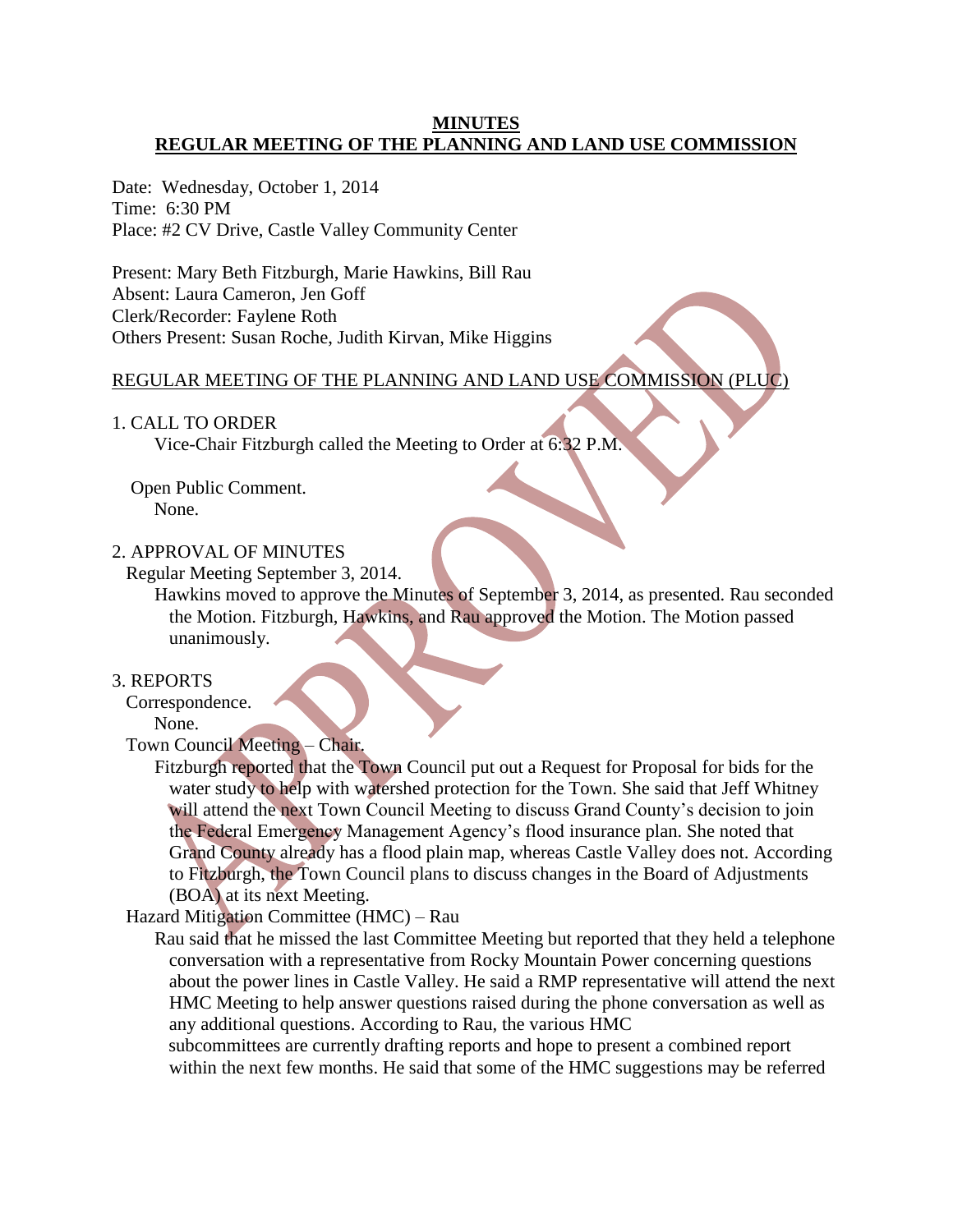**MINUTES**
**REGULAR MEETING OF THE PLANNING AND LAND USE COMMISSION**

Date: Wednesday, October 1, 2014
Time: 6:30 PM
Place: #2 CV Drive, Castle Valley Community Center

Present: Mary Beth Fitzburgh, Marie Hawkins, Bill Rau
Absent: Laura Cameron, Jen Goff
Clerk/Recorder: Faylene Roth
Others Present: Susan Roche, Judith Kirvan, Mike Higgins

REGULAR MEETING OF THE PLANNING AND LAND USE COMMISSION (PLUC)

1. CALL TO ORDER
Vice-Chair Fitzburgh called the Meeting to Order at 6:32 P.M.

Open Public Comment.
None.

2. APPROVAL OF MINUTES
Regular Meeting September 3, 2014.
Hawkins moved to approve the Minutes of September 3, 2014, as presented. Rau seconded the Motion. Fitzburgh, Hawkins, and Rau approved the Motion. The Motion passed unanimously.

3. REPORTS
Correspondence.
None.
Town Council Meeting – Chair.
Fitzburgh reported that the Town Council put out a Request for Proposal for bids for the water study to help with watershed protection for the Town. She said that Jeff Whitney will attend the next Town Council Meeting to discuss Grand County's decision to join the Federal Emergency Management Agency's flood insurance plan. She noted that Grand County already has a flood plain map, whereas Castle Valley does not. According to Fitzburgh, the Town Council plans to discuss changes in the Board of Adjustments (BOA) at its next Meeting.
Hazard Mitigation Committee (HMC) – Rau
Rau said that he missed the last Committee Meeting but reported that they held a telephone conversation with a representative from Rocky Mountain Power concerning questions about the power lines in Castle Valley. He said a RMP representative will attend the next HMC Meeting to help answer questions raised during the phone conversation as well as any additional questions. According to Rau, the various HMC subcommittees are currently drafting reports and hope to present a combined report within the next few months. He said that some of the HMC suggestions may be referred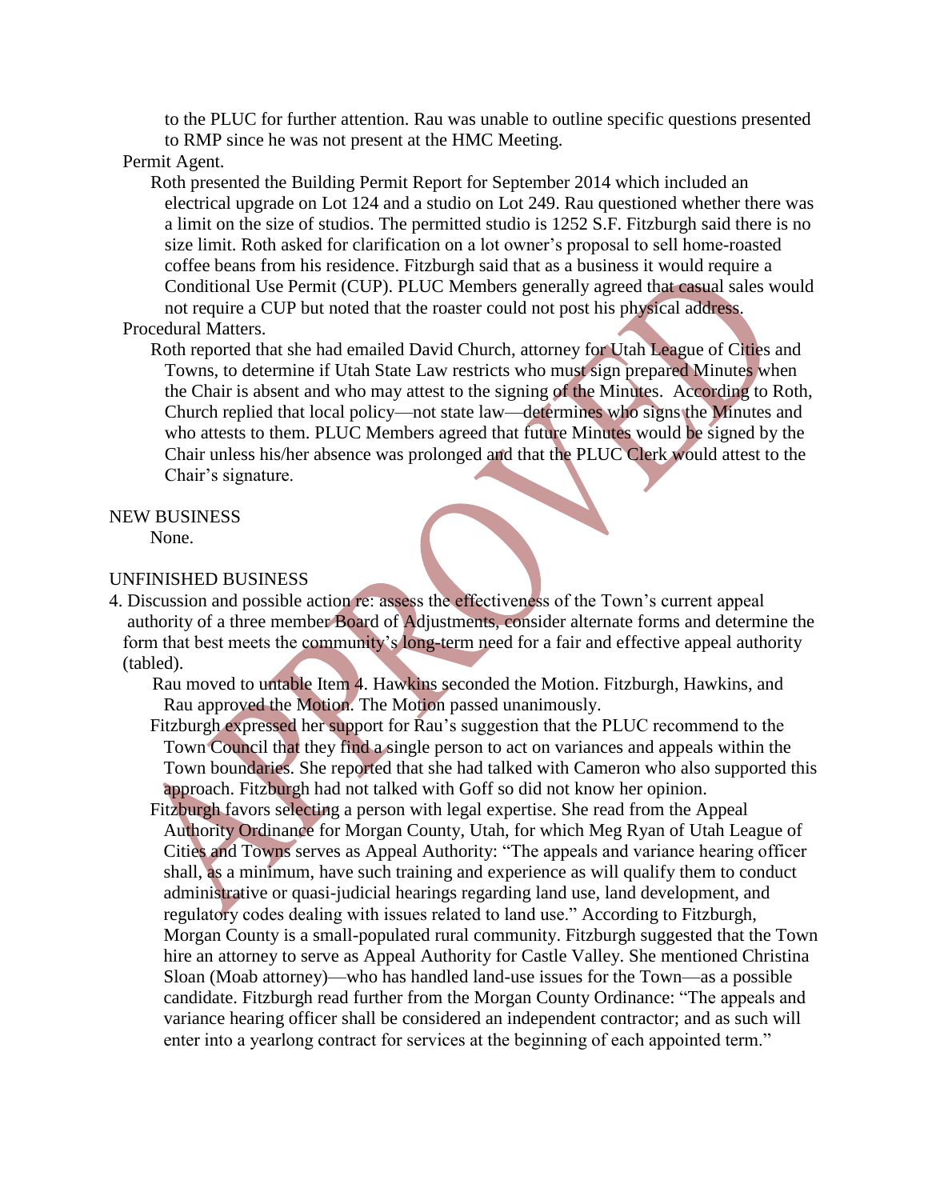to the PLUC for further attention. Rau was unable to outline specific questions presented to RMP since he was not present at the HMC Meeting.

Permit Agent.

Roth presented the Building Permit Report for September 2014 which included an electrical upgrade on Lot 124 and a studio on Lot 249. Rau questioned whether there was a limit on the size of studios. The permitted studio is 1252 S.F. Fitzburgh said there is no size limit. Roth asked for clarification on a lot owner's proposal to sell home-roasted coffee beans from his residence. Fitzburgh said that as a business it would require a Conditional Use Permit (CUP). PLUC Members generally agreed that casual sales would not require a CUP but noted that the roaster could not post his physical address.

Procedural Matters.

Roth reported that she had emailed David Church, attorney for Utah League of Cities and Towns, to determine if Utah State Law restricts who must sign prepared Minutes when the Chair is absent and who may attest to the signing of the Minutes. According to Roth, Church replied that local policy—not state law—determines who signs the Minutes and who attests to them. PLUC Members agreed that future Minutes would be signed by the Chair unless his/her absence was prolonged and that the PLUC Clerk would attest to the Chair's signature.

NEW BUSINESS

None.

UNFINISHED BUSINESS

4. Discussion and possible action re: assess the effectiveness of the Town's current appeal authority of a three member Board of Adjustments, consider alternate forms and determine the form that best meets the community's long-term need for a fair and effective appeal authority (tabled).

Rau moved to untable Item 4. Hawkins seconded the Motion. Fitzburgh, Hawkins, and Rau approved the Motion. The Motion passed unanimously.

Fitzburgh expressed her support for Rau's suggestion that the PLUC recommend to the Town Council that they find a single person to act on variances and appeals within the Town boundaries. She reported that she had talked with Cameron who also supported this approach. Fitzburgh had not talked with Goff so did not know her opinion.

Fitzburgh favors selecting a person with legal expertise. She read from the Appeal Authority Ordinance for Morgan County, Utah, for which Meg Ryan of Utah League of Cities and Towns serves as Appeal Authority: "The appeals and variance hearing officer shall, as a minimum, have such training and experience as will qualify them to conduct administrative or quasi-judicial hearings regarding land use, land development, and regulatory codes dealing with issues related to land use." According to Fitzburgh, Morgan County is a small-populated rural community. Fitzburgh suggested that the Town hire an attorney to serve as Appeal Authority for Castle Valley. She mentioned Christina Sloan (Moab attorney)—who has handled land-use issues for the Town—as a possible candidate. Fitzburgh read further from the Morgan County Ordinance: "The appeals and variance hearing officer shall be considered an independent contractor; and as such will enter into a yearlong contract for services at the beginning of each appointed term."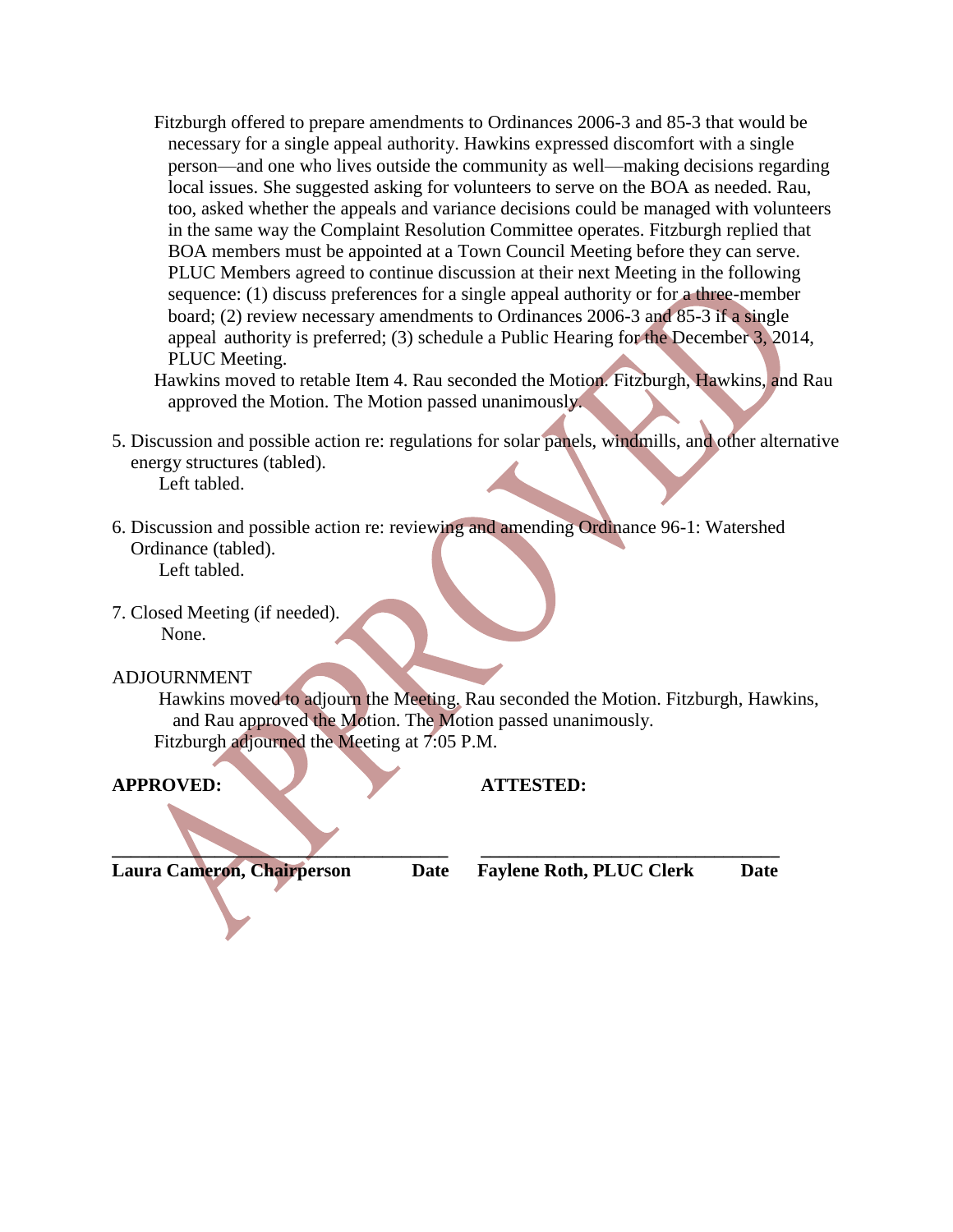Fitzburgh offered to prepare amendments to Ordinances 2006-3 and 85-3 that would be necessary for a single appeal authority. Hawkins expressed discomfort with a single person—and one who lives outside the community as well—making decisions regarding local issues. She suggested asking for volunteers to serve on the BOA as needed. Rau, too, asked whether the appeals and variance decisions could be managed with volunteers in the same way the Complaint Resolution Committee operates. Fitzburgh replied that BOA members must be appointed at a Town Council Meeting before they can serve. PLUC Members agreed to continue discussion at their next Meeting in the following sequence: (1) discuss preferences for a single appeal authority or for a three-member board; (2) review necessary amendments to Ordinances 2006-3 and 85-3 if a single appeal authority is preferred; (3) schedule a Public Hearing for the December 3, 2014, PLUC Meeting.

Hawkins moved to retable Item 4. Rau seconded the Motion. Fitzburgh, Hawkins, and Rau approved the Motion. The Motion passed unanimously.

5. Discussion and possible action re: regulations for solar panels, windmills, and other alternative energy structures (tabled).

   Left tabled.

6. Discussion and possible action re: reviewing and amending Ordinance 96-1: Watershed Ordinance (tabled).

   Left tabled.

7. Closed Meeting (if needed).

   None.

ADJOURNMENT

Hawkins moved to adjourn the Meeting. Rau seconded the Motion. Fitzburgh, Hawkins, and Rau approved the Motion. The Motion passed unanimously.

Fitzburgh adjourned the Meeting at 7:05 P.M.

**APPROVED:** **ATTESTED:**

\_\_\_\_\_\_\_\_\_\_\_\_\_\_\_\_\_\_\_\_\_\_\_\_\_\_\_\_\_\_\_\_\_ \_\_\_\_\_\_\_\_\_\_\_\_\_\_\_\_\_\_\_\_\_\_\_\_\_\_\_\_\_\_\_\_\_

**Laura Cameron, Chairperson Date** **Faylene Roth, PLUC Clerk Date**

APPROVED